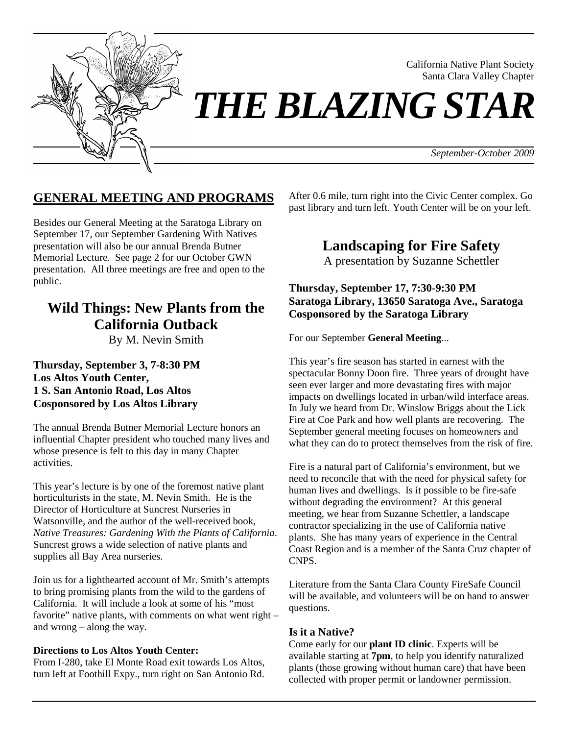California Native Plant Society
Santa Clara Valley Chapter

# *THE BLAZING STAR*

*September-October 2009*

## GENERAL MEETING AND PROGRAMS

Besides our General Meeting at the Saratoga Library on September 17, our September Gardening With Natives presentation will also be our annual Brenda Butner Memorial Lecture. See page 2 for our October GWN presentation. All three meetings are free and open to the public.

## Wild Things: New Plants from the California Outback

By M. Nevin Smith

**Thursday, September 3, 7-8:30 PM**
**Los Altos Youth Center,**
**1 S. San Antonio Road, Los Altos**
**Cosponsored by Los Altos Library**

The annual Brenda Butner Memorial Lecture honors an influential Chapter president who touched many lives and whose presence is felt to this day in many Chapter activities.

This year's lecture is by one of the foremost native plant horticulturists in the state, M. Nevin Smith. He is the Director of Horticulture at Suncrest Nurseries in Watsonville, and the author of the well-received book, *Native Treasures: Gardening With the Plants of California*. Suncrest grows a wide selection of native plants and supplies all Bay Area nurseries.

Join us for a lighthearted account of Mr. Smith's attempts to bring promising plants from the wild to the gardens of California. It will include a look at some of his "most favorite" native plants, with comments on what went right – and wrong – along the way.

**Directions to Los Altos Youth Center:**
From I-280, take El Monte Road exit towards Los Altos, turn left at Foothill Expy., turn right on San Antonio Rd. After 0.6 mile, turn right into the Civic Center complex. Go past library and turn left. Youth Center will be on your left.

## Landscaping for Fire Safety

A presentation by Suzanne Schettler

**Thursday, September 17, 7:30-9:30 PM**
**Saratoga Library, 13650 Saratoga Ave., Saratoga**
**Cosponsored by the Saratoga Library**

For our September **General Meeting**...

This year's fire season has started in earnest with the spectacular Bonny Doon fire. Three years of drought have seen ever larger and more devastating fires with major impacts on dwellings located in urban/wild interface areas. In July we heard from Dr. Winslow Briggs about the Lick Fire at Coe Park and how well plants are recovering. The September general meeting focuses on homeowners and what they can do to protect themselves from the risk of fire.

Fire is a natural part of California's environment, but we need to reconcile that with the need for physical safety for human lives and dwellings. Is it possible to be fire-safe without degrading the environment? At this general meeting, we hear from Suzanne Schettler, a landscape contractor specializing in the use of California native plants. She has many years of experience in the Central Coast Region and is a member of the Santa Cruz chapter of CNPS.

Literature from the Santa Clara County FireSafe Council will be available, and volunteers will be on hand to answer questions.

### Is it a Native?

Come early for our **plant ID clinic**. Experts will be available starting at **7pm**, to help you identify naturalized plants (those growing without human care) that have been collected with proper permit or landowner permission.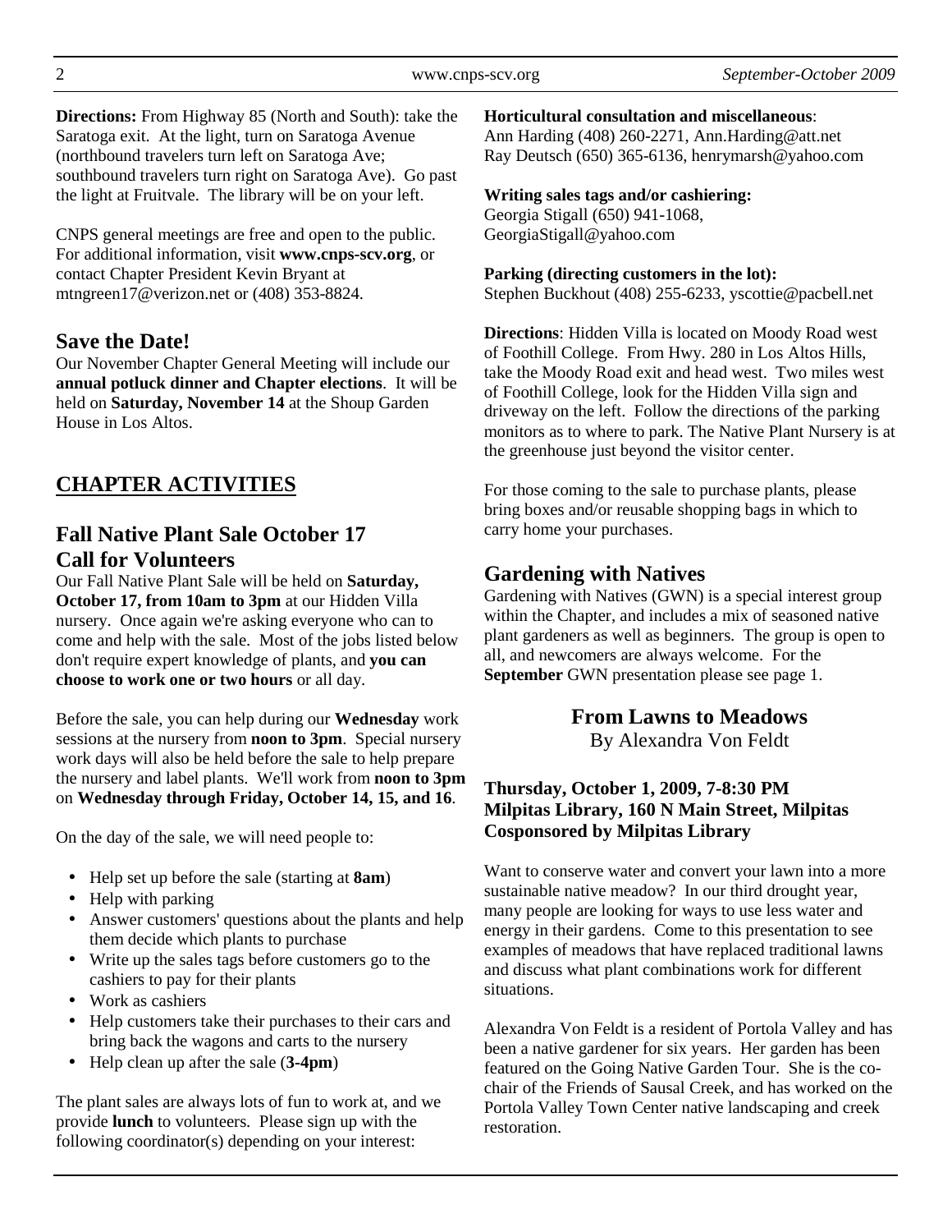**Directions:** From Highway 85 (North and South): take the Saratoga exit. At the light, turn on Saratoga Avenue (northbound travelers turn left on Saratoga Ave; southbound travelers turn right on Saratoga Ave). Go past the light at Fruitvale. The library will be on your left.

CNPS general meetings are free and open to the public. For additional information, visit **www.cnps-scv.org**, or contact Chapter President Kevin Bryant at mtngreen17@verizon.net or (408) 353-8824.

## Save the Date!

Our November Chapter General Meeting will include our **annual potluck dinner and Chapter elections**. It will be held on **Saturday, November 14** at the Shoup Garden House in Los Altos.

# CHAPTER ACTIVITIES

## Fall Native Plant Sale October 17 Call for Volunteers

Our Fall Native Plant Sale will be held on **Saturday, October 17, from 10am to 3pm** at our Hidden Villa nursery. Once again we're asking everyone who can to come and help with the sale. Most of the jobs listed below don't require expert knowledge of plants, and **you can choose to work one or two hours** or all day.

Before the sale, you can help during our **Wednesday** work sessions at the nursery from **noon to 3pm**. Special nursery work days will also be held before the sale to help prepare the nursery and label plants. We'll work from **noon to 3pm** on **Wednesday through Friday, October 14, 15, and 16**.

On the day of the sale, we will need people to:

- Help set up before the sale (starting at **8am**)
- Help with parking
- Answer customers' questions about the plants and help them decide which plants to purchase
- Write up the sales tags before customers go to the cashiers to pay for their plants
- Work as cashiers
- Help customers take their purchases to their cars and bring back the wagons and carts to the nursery
- Help clean up after the sale (**3-4pm**)

The plant sales are always lots of fun to work at, and we provide **lunch** to volunteers. Please sign up with the following coordinator(s) depending on your interest:

**Horticultural consultation and miscellaneous**:
Ann Harding (408) 260-2271, Ann.Harding@att.net
Ray Deutsch (650) 365-6136, henrymarsh@yahoo.com

**Writing sales tags and/or cashiering:**
Georgia Stigall (650) 941-1068, GeorgiaStigall@yahoo.com

**Parking (directing customers in the lot):**
Stephen Buckhout (408) 255-6233, yscottie@pacbell.net

**Directions**: Hidden Villa is located on Moody Road west of Foothill College. From Hwy. 280 in Los Altos Hills, take the Moody Road exit and head west. Two miles west of Foothill College, look for the Hidden Villa sign and driveway on the left. Follow the directions of the parking monitors as to where to park. The Native Plant Nursery is at the greenhouse just beyond the visitor center.

For those coming to the sale to purchase plants, please bring boxes and/or reusable shopping bags in which to carry home your purchases.

## Gardening with Natives

Gardening with Natives (GWN) is a special interest group within the Chapter, and includes a mix of seasoned native plant gardeners as well as beginners. The group is open to all, and newcomers are always welcome. For the **September** GWN presentation please see page 1.

### From Lawns to Meadows

By Alexandra Von Feldt

**Thursday, October 1, 2009, 7-8:30 PM**
**Milpitas Library, 160 N Main Street, Milpitas**
**Cosponsored by Milpitas Library**

Want to conserve water and convert your lawn into a more sustainable native meadow? In our third drought year, many people are looking for ways to use less water and energy in their gardens. Come to this presentation to see examples of meadows that have replaced traditional lawns and discuss what plant combinations work for different situations.

Alexandra Von Feldt is a resident of Portola Valley and has been a native gardener for six years. Her garden has been featured on the Going Native Garden Tour. She is the co-chair of the Friends of Sausal Creek, and has worked on the Portola Valley Town Center native landscaping and creek restoration.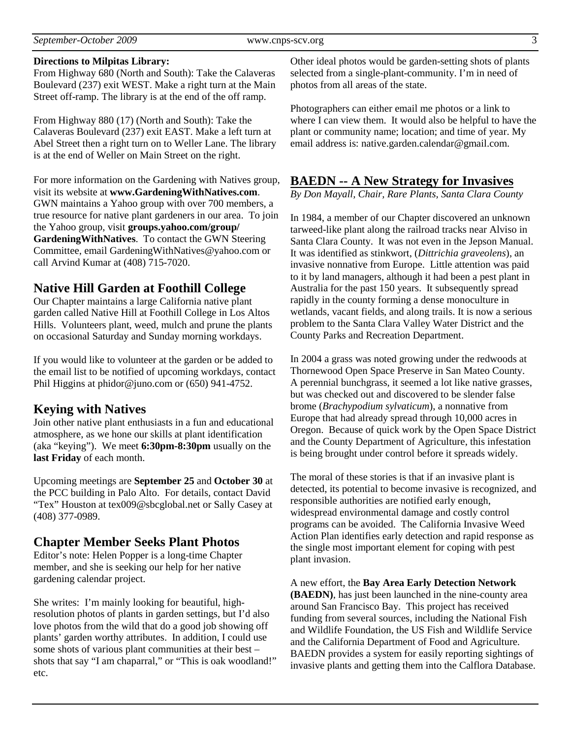**Directions to Milpitas Library:**

From Highway 680 (North and South): Take the Calaveras Boulevard (237) exit WEST. Make a right turn at the Main Street off-ramp. The library is at the end of the off ramp.

From Highway 880 (17) (North and South): Take the Calaveras Boulevard (237) exit EAST. Make a left turn at Abel Street then a right turn on to Weller Lane. The library is at the end of Weller on Main Street on the right.

For more information on the Gardening with Natives group, visit its website at **www.GardeningWithNatives.com**. GWN maintains a Yahoo group with over 700 members, a true resource for native plant gardeners in our area. To join the Yahoo group, visit **groups.yahoo.com/group/GardeningWithNatives**. To contact the GWN Steering Committee, email GardeningWithNatives@yahoo.com or call Arvind Kumar at (408) 715-7020.

## Native Hill Garden at Foothill College

Our Chapter maintains a large California native plant garden called Native Hill at Foothill College in Los Altos Hills. Volunteers plant, weed, mulch and prune the plants on occasional Saturday and Sunday morning workdays.

If you would like to volunteer at the garden or be added to the email list to be notified of upcoming workdays, contact Phil Higgins at phidor@juno.com or (650) 941-4752.

## Keying with Natives

Join other native plant enthusiasts in a fun and educational atmosphere, as we hone our skills at plant identification (aka "keying"). We meet **6:30pm-8:30pm** usually on the **last Friday** of each month.

Upcoming meetings are **September 25** and **October 30** at the PCC building in Palo Alto. For details, contact David "Tex" Houston at tex009@sbcglobal.net or Sally Casey at (408) 377-0989.

## Chapter Member Seeks Plant Photos

Editor's note: Helen Popper is a long-time Chapter member, and she is seeking our help for her native gardening calendar project.

She writes: I'm mainly looking for beautiful, high-resolution photos of plants in garden settings, but I'd also love photos from the wild that do a good job showing off plants' garden worthy attributes. In addition, I could use some shots of various plant communities at their best – shots that say "I am chaparral," or "This is oak woodland!" etc.

Other ideal photos would be garden-setting shots of plants selected from a single-plant-community. I'm in need of photos from all areas of the state.

Photographers can either email me photos or a link to where I can view them. It would also be helpful to have the plant or community name; location; and time of year. My email address is: native.garden.calendar@gmail.com.

## BAEDN -- A New Strategy for Invasives

*By Don Mayall, Chair, Rare Plants, Santa Clara County*

In 1984, a member of our Chapter discovered an unknown tarweed-like plant along the railroad tracks near Alviso in Santa Clara County. It was not even in the Jepson Manual. It was identified as stinkwort, (*Dittrichia graveolens*), an invasive nonnative from Europe. Little attention was paid to it by land managers, although it had been a pest plant in Australia for the past 150 years. It subsequently spread rapidly in the county forming a dense monoculture in wetlands, vacant fields, and along trails. It is now a serious problem to the Santa Clara Valley Water District and the County Parks and Recreation Department.

In 2004 a grass was noted growing under the redwoods at Thornewood Open Space Preserve in San Mateo County. A perennial bunchgrass, it seemed a lot like native grasses, but was checked out and discovered to be slender false brome (*Brachypodium sylvaticum*), a nonnative from Europe that had already spread through 10,000 acres in Oregon. Because of quick work by the Open Space District and the County Department of Agriculture, this infestation is being brought under control before it spreads widely.

The moral of these stories is that if an invasive plant is detected, its potential to become invasive is recognized, and responsible authorities are notified early enough, widespread environmental damage and costly control programs can be avoided. The California Invasive Weed Action Plan identifies early detection and rapid response as the single most important element for coping with pest plant invasion.

A new effort, the **Bay Area Early Detection Network (BAEDN)**, has just been launched in the nine-county area around San Francisco Bay. This project has received funding from several sources, including the National Fish and Wildlife Foundation, the US Fish and Wildlife Service and the California Department of Food and Agriculture. BAEDN provides a system for easily reporting sightings of invasive plants and getting them into the Calflora Database.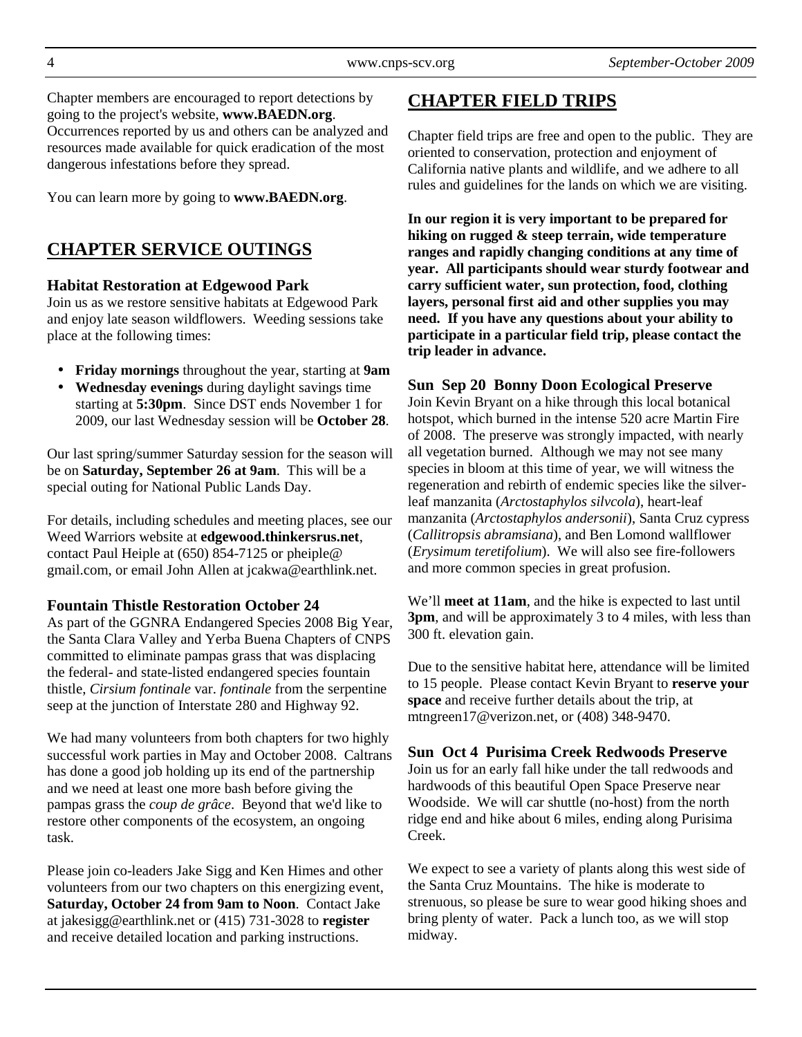Chapter members are encouraged to report detections by going to the project's website, **www.BAEDN.org**. Occurrences reported by us and others can be analyzed and resources made available for quick eradication of the most dangerous infestations before they spread.

You can learn more by going to **www.BAEDN.org**.

## CHAPTER SERVICE OUTINGS

### Habitat Restoration at Edgewood Park

Join us as we restore sensitive habitats at Edgewood Park and enjoy late season wildflowers. Weeding sessions take place at the following times:

- **Friday mornings** throughout the year, starting at **9am**
- **Wednesday evenings** during daylight savings time starting at **5:30pm**. Since DST ends November 1 for 2009, our last Wednesday session will be **October 28**.

Our last spring/summer Saturday session for the season will be on **Saturday, September 26 at 9am**. This will be a special outing for National Public Lands Day.

For details, including schedules and meeting places, see our Weed Warriors website at **edgewood.thinkersrus.net**, contact Paul Heiple at (650) 854-7125 or pheiple@ gmail.com, or email John Allen at jcakwa@earthlink.net.

### Fountain Thistle Restoration October 24

As part of the GGNRA Endangered Species 2008 Big Year, the Santa Clara Valley and Yerba Buena Chapters of CNPS committed to eliminate pampas grass that was displacing the federal- and state-listed endangered species fountain thistle, *Cirsium fontinale* var. *fontinale* from the serpentine seep at the junction of Interstate 280 and Highway 92.

We had many volunteers from both chapters for two highly successful work parties in May and October 2008. Caltrans has done a good job holding up its end of the partnership and we need at least one more bash before giving the pampas grass the *coup de grâce*. Beyond that we'd like to restore other components of the ecosystem, an ongoing task.

Please join co-leaders Jake Sigg and Ken Himes and other volunteers from our two chapters on this energizing event, **Saturday, October 24 from 9am to Noon**. Contact Jake at jakesigg@earthlink.net or (415) 731-3028 to **register** and receive detailed location and parking instructions.

## CHAPTER FIELD TRIPS

Chapter field trips are free and open to the public. They are oriented to conservation, protection and enjoyment of California native plants and wildlife, and we adhere to all rules and guidelines for the lands on which we are visiting.

**In our region it is very important to be prepared for hiking on rugged & steep terrain, wide temperature ranges and rapidly changing conditions at any time of year. All participants should wear sturdy footwear and carry sufficient water, sun protection, food, clothing layers, personal first aid and other supplies you may need. If you have any questions about your ability to participate in a particular field trip, please contact the trip leader in advance.**

### Sun Sep 20 Bonny Doon Ecological Preserve

Join Kevin Bryant on a hike through this local botanical hotspot, which burned in the intense 520 acre Martin Fire of 2008. The preserve was strongly impacted, with nearly all vegetation burned. Although we may not see many species in bloom at this time of year, we will witness the regeneration and rebirth of endemic species like the silver-leaf manzanita (*Arctostaphylos silvcola*), heart-leaf manzanita (*Arctostaphylos andersonii*), Santa Cruz cypress (*Callitropsis abramsiana*), and Ben Lomond wallflower (*Erysimum teretifolium*). We will also see fire-followers and more common species in great profusion.

We'll **meet at 11am**, and the hike is expected to last until **3pm**, and will be approximately 3 to 4 miles, with less than 300 ft. elevation gain.

Due to the sensitive habitat here, attendance will be limited to 15 people. Please contact Kevin Bryant to **reserve your space** and receive further details about the trip, at mtngreen17@verizon.net, or (408) 348-9470.

### Sun Oct 4 Purisima Creek Redwoods Preserve

Join us for an early fall hike under the tall redwoods and hardwoods of this beautiful Open Space Preserve near Woodside. We will car shuttle (no-host) from the north ridge end and hike about 6 miles, ending along Purisima Creek.

We expect to see a variety of plants along this west side of the Santa Cruz Mountains. The hike is moderate to strenuous, so please be sure to wear good hiking shoes and bring plenty of water. Pack a lunch too, as we will stop midway.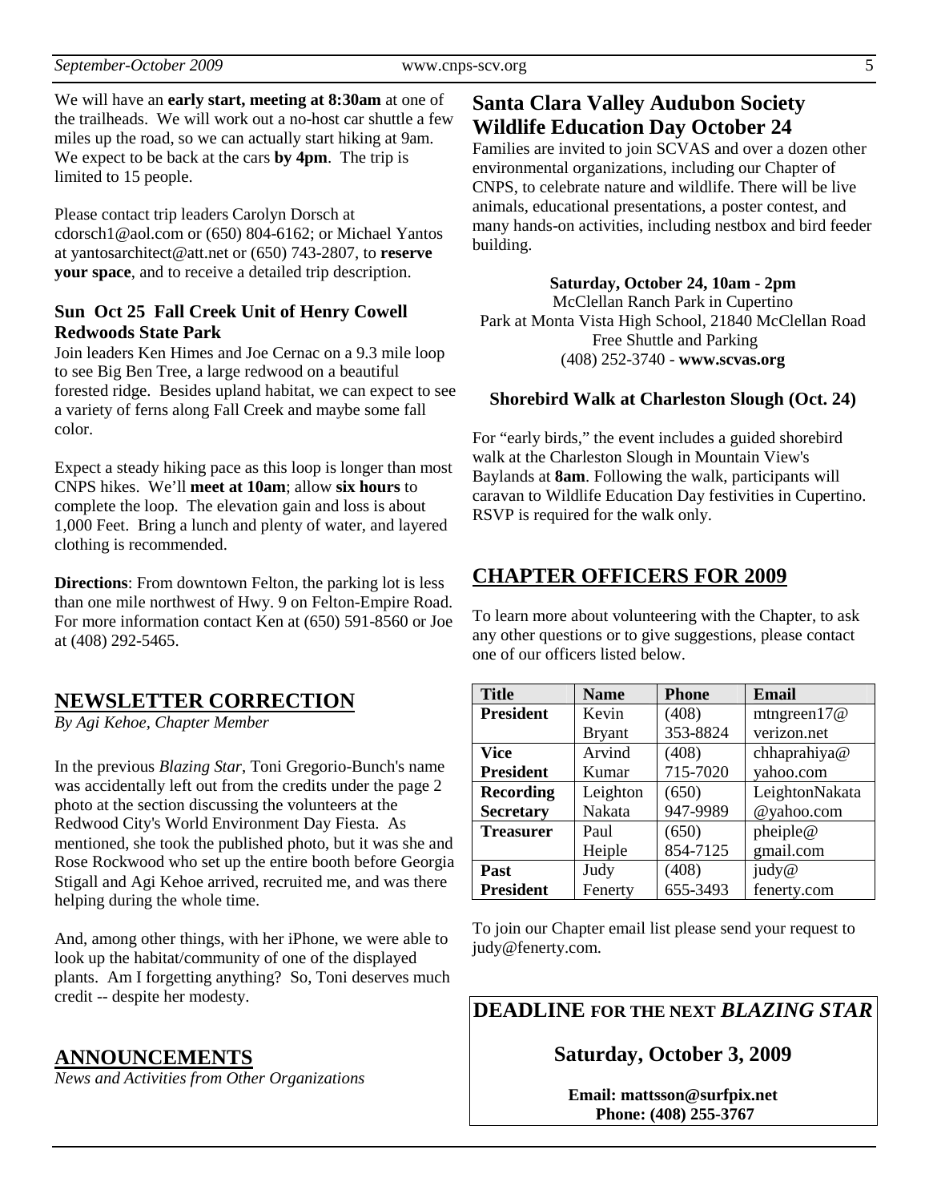We will have an **early start, meeting at 8:30am** at one of the trailheads. We will work out a no-host car shuttle a few miles up the road, so we can actually start hiking at 9am. We expect to be back at the cars **by 4pm**. The trip is limited to 15 people.

Please contact trip leaders Carolyn Dorsch at cdorsch1@aol.com or (650) 804-6162; or Michael Yantos at yantosarchitect@att.net or (650) 743-2807, to **reserve your space**, and to receive a detailed trip description.

### Sun Oct 25 Fall Creek Unit of Henry Cowell Redwoods State Park

Join leaders Ken Himes and Joe Cernac on a 9.3 mile loop to see Big Ben Tree, a large redwood on a beautiful forested ridge. Besides upland habitat, we can expect to see a variety of ferns along Fall Creek and maybe some fall color.

Expect a steady hiking pace as this loop is longer than most CNPS hikes. We'll **meet at 10am**; allow **six hours** to complete the loop. The elevation gain and loss is about 1,000 Feet. Bring a lunch and plenty of water, and layered clothing is recommended.

**Directions**: From downtown Felton, the parking lot is less than one mile northwest of Hwy. 9 on Felton-Empire Road. For more information contact Ken at (650) 591-8560 or Joe at (408) 292-5465.

## NEWSLETTER CORRECTION

*By Agi Kehoe, Chapter Member*

In the previous *Blazing Star*, Toni Gregorio-Bunch's name was accidentally left out from the credits under the page 2 photo at the section discussing the volunteers at the Redwood City's World Environment Day Fiesta. As mentioned, she took the published photo, but it was she and Rose Rockwood who set up the entire booth before Georgia Stigall and Agi Kehoe arrived, recruited me, and was there helping during the whole time.

And, among other things, with her iPhone, we were able to look up the habitat/community of one of the displayed plants. Am I forgetting anything? So, Toni deserves much credit -- despite her modesty.

## ANNOUNCEMENTS

*News and Activities from Other Organizations*

### Santa Clara Valley Audubon Society Wildlife Education Day October 24

Families are invited to join SCVAS and over a dozen other environmental organizations, including our Chapter of CNPS, to celebrate nature and wildlife. There will be live animals, educational presentations, a poster contest, and many hands-on activities, including nestbox and bird feeder building.

**Saturday, October 24, 10am - 2pm**
McClellan Ranch Park in Cupertino
Park at Monta Vista High School, 21840 McClellan Road
Free Shuttle and Parking
(408) 252-3740 - **www.scvas.org**

#### Shorebird Walk at Charleston Slough (Oct. 24)

For "early birds," the event includes a guided shorebird walk at the Charleston Slough in Mountain View's Baylands at **8am**. Following the walk, participants will caravan to Wildlife Education Day festivities in Cupertino. RSVP is required for the walk only.

## CHAPTER OFFICERS FOR 2009

To learn more about volunteering with the Chapter, to ask any other questions or to give suggestions, please contact one of our officers listed below.

| Title | Name | Phone | Email |
|---|---|---|---|
| **President** | Kevin Bryant | (408) 353-8824 | mtngreen17@verizon.net |
| **Vice President** | Arvind Kumar | (408) 715-7020 | chhaprahiya@yahoo.com |
| **Recording Secretary** | Leighton Nakata | (650) 947-9989 | LeightonNakata@yahoo.com |
| **Treasurer** | Paul Heiple | (650) 854-7125 | pheiple@gmail.com |
| **Past President** | Judy Fenerty | (408) 655-3493 | judy@fenerty.com |

To join our Chapter email list please send your request to judy@fenerty.com.

## DEADLINE FOR THE NEXT *BLAZING STAR*

**Saturday, October 3, 2009**

**Email: mattsson@surfpix.net**
**Phone: (408) 255-3767**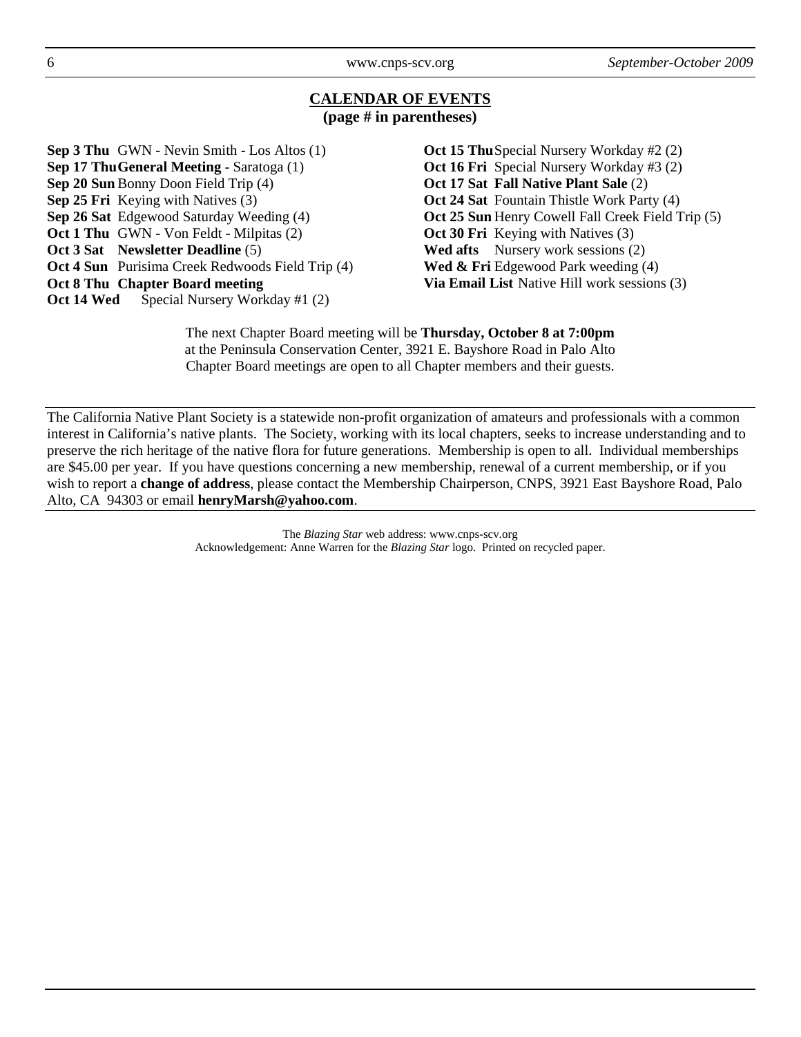## CALENDAR OF EVENTS
**(page # in parentheses)**

**Sep 3 Thu** GWN - Nevin Smith - Los Altos (1)
**Sep 17 Thu** **General Meeting** - Saratoga (1)
**Sep 20 Sun** Bonny Doon Field Trip (4)
**Sep 25 Fri** Keying with Natives (3)
**Sep 26 Sat** Edgewood Saturday Weeding (4)
**Oct 1 Thu** GWN - Von Feldt - Milpitas (2)
**Oct 3 Sat** **Newsletter Deadline** (5)
**Oct 4 Sun** Purisima Creek Redwoods Field Trip (4)
**Oct 8 Thu** **Chapter Board meeting**
**Oct 14 Wed** Special Nursery Workday #1 (2)
**Oct 15 Thu** Special Nursery Workday #2 (2)
**Oct 16 Fri** Special Nursery Workday #3 (2)
**Oct 17 Sat** **Fall Native Plant Sale** (2)
**Oct 24 Sat** Fountain Thistle Work Party (4)
**Oct 25 Sun** Henry Cowell Fall Creek Field Trip (5)
**Oct 30 Fri** Keying with Natives (3)
**Wed afts** Nursery work sessions (2)
**Wed & Fri** Edgewood Park weeding (4)
**Via Email List** Native Hill work sessions (3)

The next Chapter Board meeting will be **Thursday, October 8 at 7:00pm** at the Peninsula Conservation Center, 3921 E. Bayshore Road in Palo Alto Chapter Board meetings are open to all Chapter members and their guests.

---

The California Native Plant Society is a statewide non-profit organization of amateurs and professionals with a common interest in California's native plants. The Society, working with its local chapters, seeks to increase understanding and to preserve the rich heritage of the native flora for future generations. Membership is open to all. Individual memberships are $45.00 per year. If you have questions concerning a new membership, renewal of a current membership, or if you wish to report a **change of address**, please contact the Membership Chairperson, CNPS, 3921 East Bayshore Road, Palo Alto, CA 94303 or email **henryMarsh@yahoo.com**.

---

The *Blazing Star* web address: www.cnps-scv.org
Acknowledgement: Anne Warren for the *Blazing Star* logo. Printed on recycled paper.